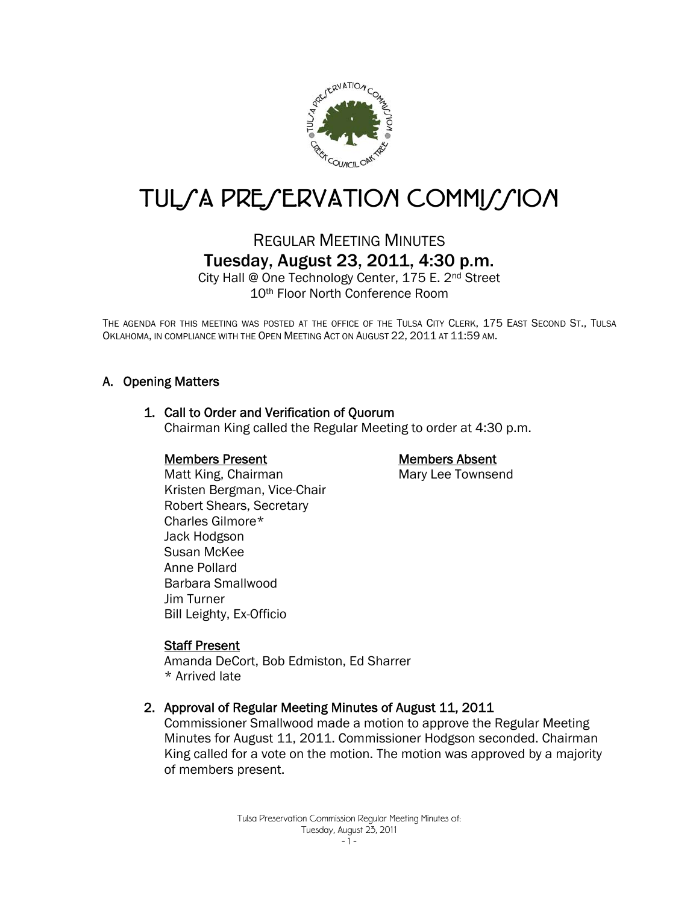# TULSA PRESERVATION COMMISSION

## REGULAR MEETING MINUTES

### Tuesday, August 23, 2011, 4:30 p.m.

City Hall @ One Technology Center, 175 E. 2nd Street
10th Floor North Conference Room

THE AGENDA FOR THIS MEETING WAS POSTED AT THE OFFICE OF THE TULSA CITY CLERK, 175 EAST SECOND ST., TULSA OKLAHOMA, IN COMPLIANCE WITH THE OPEN MEETING ACT ON AUGUST 22, 2011 AT 11:59 AM.

## A. Opening Matters

### 1. Call to Order and Verification of Quorum

Chairman King called the Regular Meeting to order at 4:30 p.m.

**Members Present**

Matt King, Chairman
Kristen Bergman, Vice-Chair
Robert Shears, Secretary
Charles Gilmore*
Jack Hodgson
Susan McKee
Anne Pollard
Barbara Smallwood
Jim Turner
Bill Leighty, Ex-Officio

**Members Absent**

Mary Lee Townsend

**Staff Present**

Amanda DeCort, Bob Edmiston, Ed Sharrer
\* Arrived late

### 2. Approval of Regular Meeting Minutes of August 11, 2011

Commissioner Smallwood made a motion to approve the Regular Meeting Minutes for August 11, 2011. Commissioner Hodgson seconded. Chairman King called for a vote on the motion. The motion was approved by a majority of members present.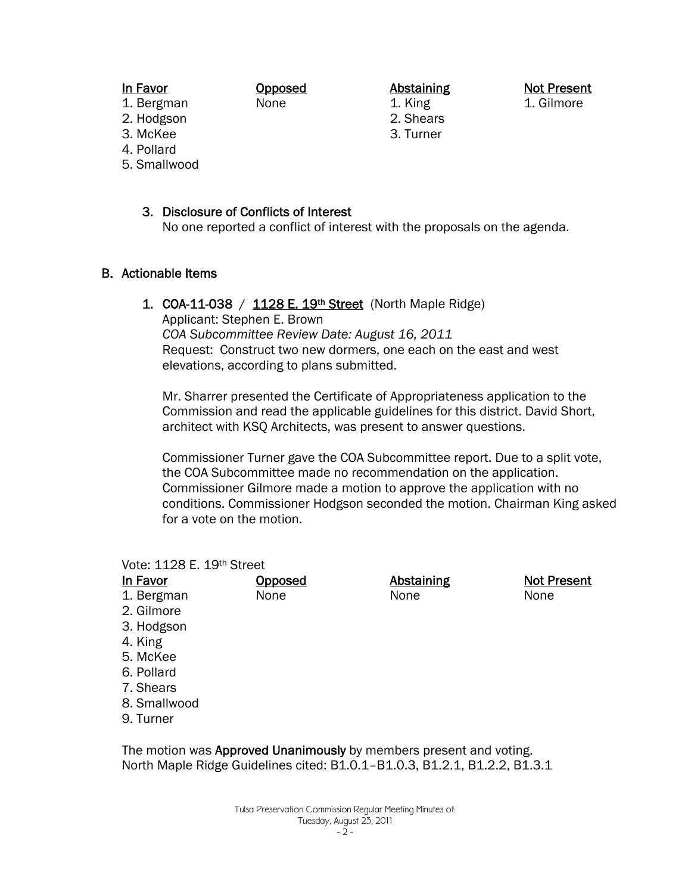| In Favor | Opposed | Abstaining | Not Present |
|---|---|---|---|
| 1. Bergman | None | 1. King | 1. Gilmore |
| 2. Hodgson | | 2. Shears | |
| 3. McKee | | 3. Turner | |
| 4. Pollard | | | |
| 5. Smallwood | | | |

3. Disclosure of Conflicts of Interest
   No one reported a conflict of interest with the proposals on the agenda.

## B. Actionable Items

1. **COA-11-038** / **1128 E. 19th Street** (North Maple Ridge)
   Applicant: Stephen E. Brown
   *COA Subcommittee Review Date: August 16, 2011*
   Request: Construct two new dormers, one each on the east and west elevations, according to plans submitted.

   Mr. Sharrer presented the Certificate of Appropriateness application to the Commission and read the applicable guidelines for this district. David Short, architect with KSQ Architects, was present to answer questions.

   Commissioner Turner gave the COA Subcommittee report. Due to a split vote, the COA Subcommittee made no recommendation on the application. Commissioner Gilmore made a motion to approve the application with no conditions. Commissioner Hodgson seconded the motion. Chairman King asked for a vote on the motion.

Vote: 1128 E. 19th Street

| In Favor | Opposed | Abstaining | Not Present |
|---|---|---|---|
| 1. Bergman | None | None | None |
| 2. Gilmore | | | |
| 3. Hodgson | | | |
| 4. King | | | |
| 5. McKee | | | |
| 6. Pollard | | | |
| 7. Shears | | | |
| 8. Smallwood | | | |
| 9. Turner | | | |

The motion was **Approved Unanimously** by members present and voting.
North Maple Ridge Guidelines cited: B1.0.1–B1.0.3, B1.2.1, B1.2.2, B1.3.1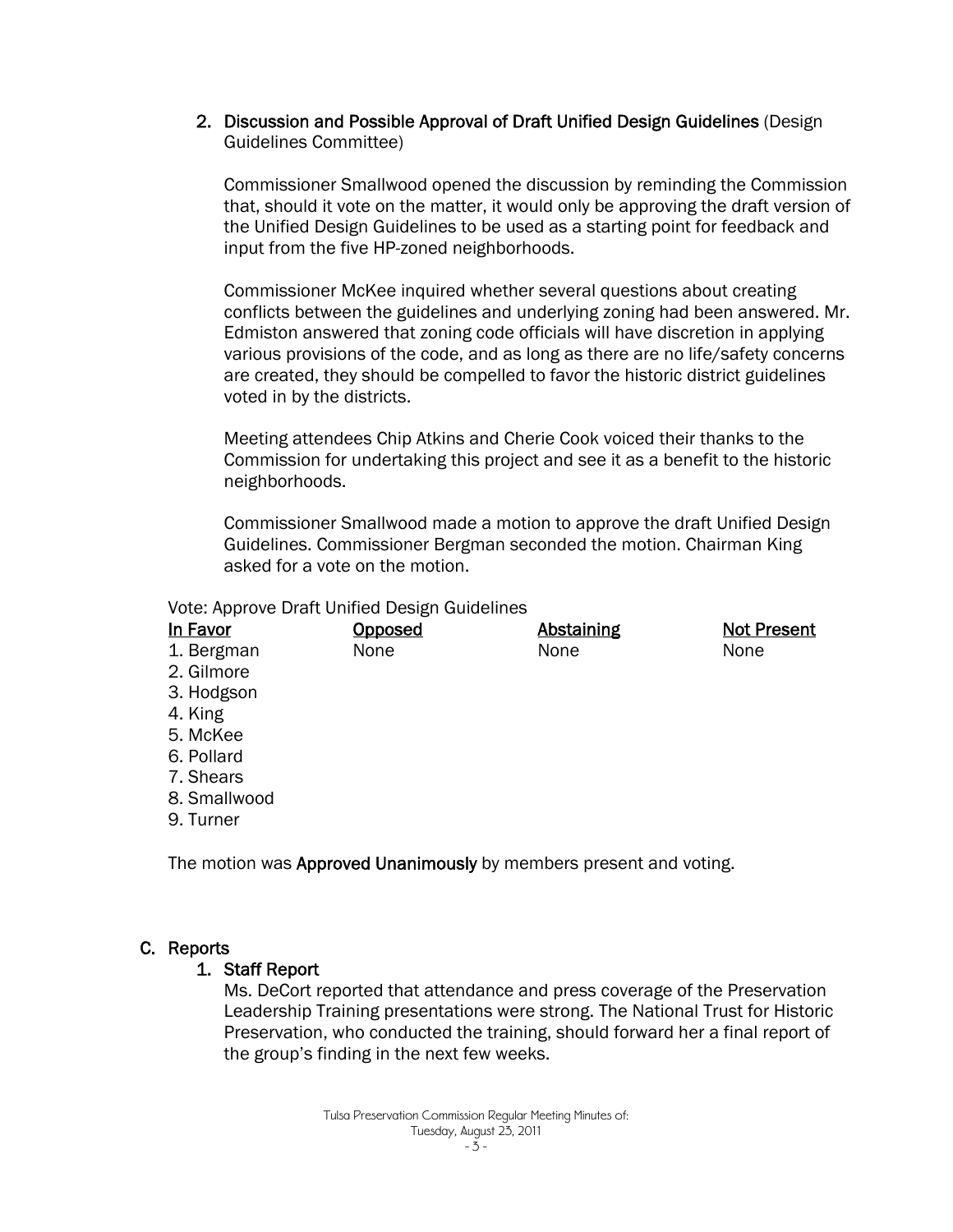2. **Discussion and Possible Approval of Draft Unified Design Guidelines** (Design Guidelines Committee)

   Commissioner Smallwood opened the discussion by reminding the Commission that, should it vote on the matter, it would only be approving the draft version of the Unified Design Guidelines to be used as a starting point for feedback and input from the five HP-zoned neighborhoods.

   Commissioner McKee inquired whether several questions about creating conflicts between the guidelines and underlying zoning had been answered. Mr. Edmiston answered that zoning code officials will have discretion in applying various provisions of the code, and as long as there are no life/safety concerns are created, they should be compelled to favor the historic district guidelines voted in by the districts.

   Meeting attendees Chip Atkins and Cherie Cook voiced their thanks to the Commission for undertaking this project and see it as a benefit to the historic neighborhoods.

   Commissioner Smallwood made a motion to approve the draft Unified Design Guidelines. Commissioner Bergman seconded the motion. Chairman King asked for a vote on the motion.

Vote: Approve Draft Unified Design Guidelines

| In Favor | Opposed | Abstaining | Not Present |
|---|---|---|---|
| 1. Bergman | None | None | None |
| 2. Gilmore | | | |
| 3. Hodgson | | | |
| 4. King | | | |
| 5. McKee | | | |
| 6. Pollard | | | |
| 7. Shears | | | |
| 8. Smallwood | | | |
| 9. Turner | | | |

The motion was **Approved Unanimously** by members present and voting.

## C. Reports

1. **Staff Report**

   Ms. DeCort reported that attendance and press coverage of the Preservation Leadership Training presentations were strong. The National Trust for Historic Preservation, who conducted the training, should forward her a final report of the group's finding in the next few weeks.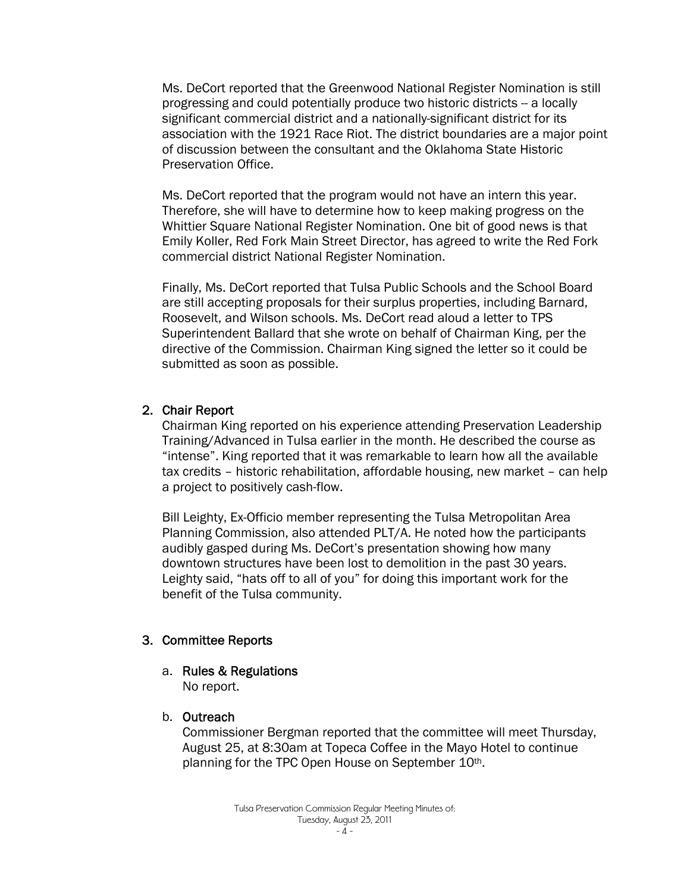Ms. DeCort reported that the Greenwood National Register Nomination is still progressing and could potentially produce two historic districts -- a locally significant commercial district and a nationally-significant district for its association with the 1921 Race Riot. The district boundaries are a major point of discussion between the consultant and the Oklahoma State Historic Preservation Office.

Ms. DeCort reported that the program would not have an intern this year. Therefore, she will have to determine how to keep making progress on the Whittier Square National Register Nomination. One bit of good news is that Emily Koller, Red Fork Main Street Director, has agreed to write the Red Fork commercial district National Register Nomination.

Finally, Ms. DeCort reported that Tulsa Public Schools and the School Board are still accepting proposals for their surplus properties, including Barnard, Roosevelt, and Wilson schools. Ms. DeCort read aloud a letter to TPS Superintendent Ballard that she wrote on behalf of Chairman King, per the directive of the Commission. Chairman King signed the letter so it could be submitted as soon as possible.

## 2. Chair Report

Chairman King reported on his experience attending Preservation Leadership Training/Advanced in Tulsa earlier in the month. He described the course as "intense". King reported that it was remarkable to learn how all the available tax credits – historic rehabilitation, affordable housing, new market – can help a project to positively cash-flow.

Bill Leighty, Ex-Officio member representing the Tulsa Metropolitan Area Planning Commission, also attended PLT/A. He noted how the participants audibly gasped during Ms. DeCort's presentation showing how many downtown structures have been lost to demolition in the past 30 years. Leighty said, "hats off to all of you" for doing this important work for the benefit of the Tulsa community.

## 3. Committee Reports

### a. Rules & Regulations

No report.

### b. Outreach

Commissioner Bergman reported that the committee will meet Thursday, August 25, at 8:30am at Topeca Coffee in the Mayo Hotel to continue planning for the TPC Open House on September 10th.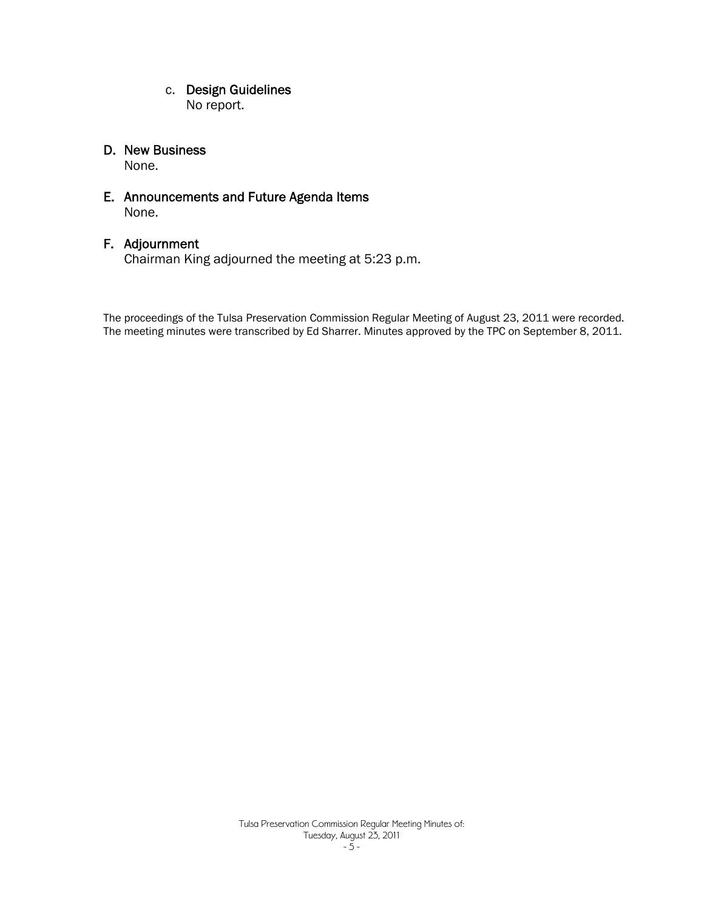c. **Design Guidelines**
   No report.

## D. New Business

None.

## E. Announcements and Future Agenda Items

None.

## F. Adjournment

Chairman King adjourned the meeting at 5:23 p.m.

The proceedings of the Tulsa Preservation Commission Regular Meeting of August 23, 2011 were recorded. The meeting minutes were transcribed by Ed Sharrer. Minutes approved by the TPC on September 8, 2011.